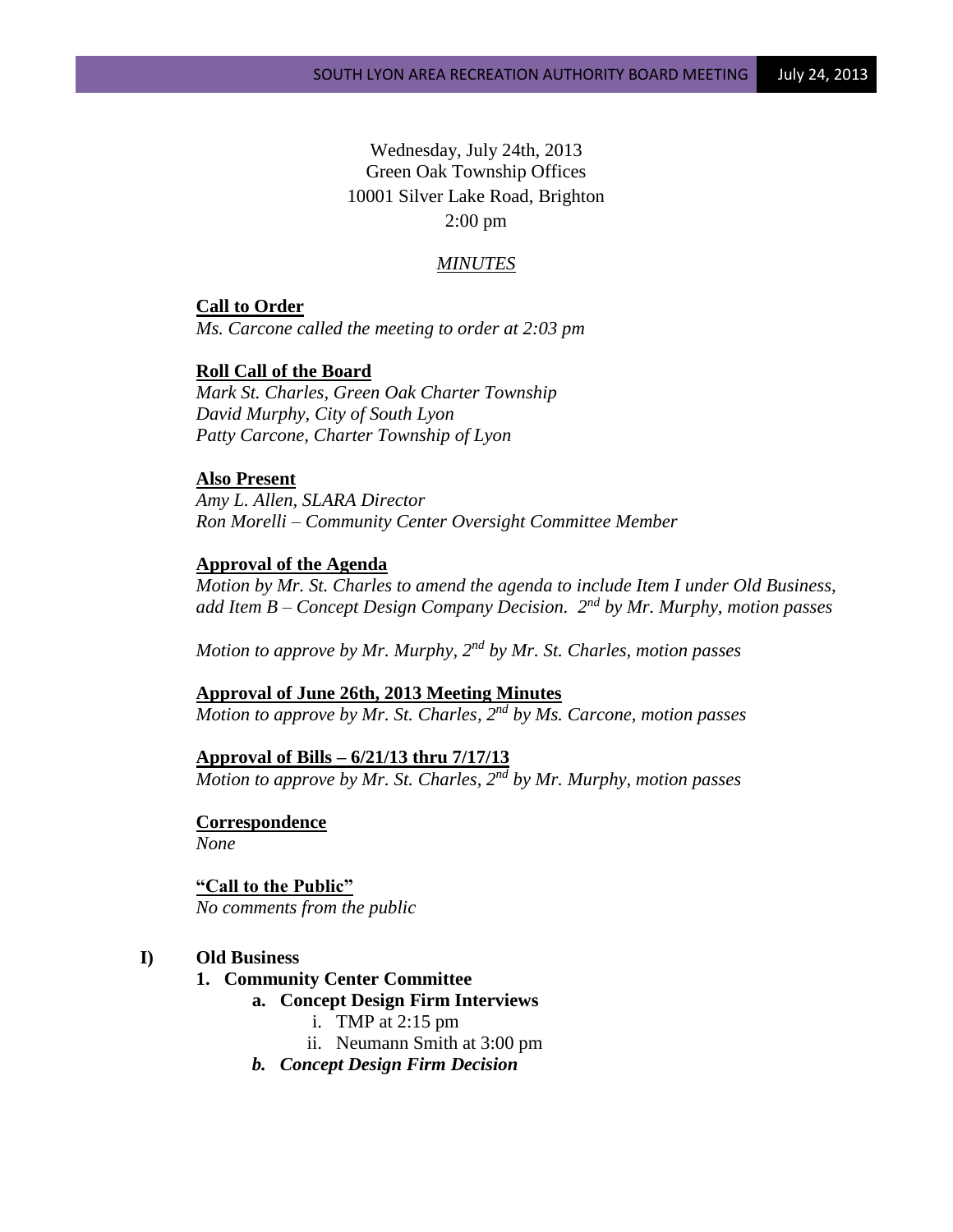Wednesday, July 24th, 2013
Green Oak Township Offices
10001 Silver Lake Road, Brighton
2:00 pm

*MINUTES*

**Call to Order**

*Ms. Carcone called the meeting to order at 2:03 pm*

**Roll Call of the Board**

*Mark St. Charles, Green Oak Charter Township*
*David Murphy, City of South Lyon*
*Patty Carcone, Charter Township of Lyon*

**Also Present**

*Amy L. Allen, SLARA Director*
*Ron Morelli – Community Center Oversight Committee Member*

**Approval of the Agenda**

*Motion by Mr. St. Charles to amend the agenda to include Item I under Old Business, add Item B – Concept Design Company Decision. 2nd by Mr. Murphy, motion passes*

*Motion to approve by Mr. Murphy, 2nd by Mr. St. Charles, motion passes*

**Approval of June 26th, 2013 Meeting Minutes**

*Motion to approve by Mr. St. Charles, 2nd by Ms. Carcone, motion passes*

**Approval of Bills – 6/21/13 thru 7/17/13**

*Motion to approve by Mr. St. Charles, 2nd by Mr. Murphy, motion passes*

**Correspondence**

*None*

**"Call to the Public"**

*No comments from the public*

**I) Old Business**

1. **Community Center Committee**
   a. **Concept Design Firm Interviews**
      i. TMP at 2:15 pm
      ii. Neumann Smith at 3:00 pm
   b. ***Concept Design Firm Decision***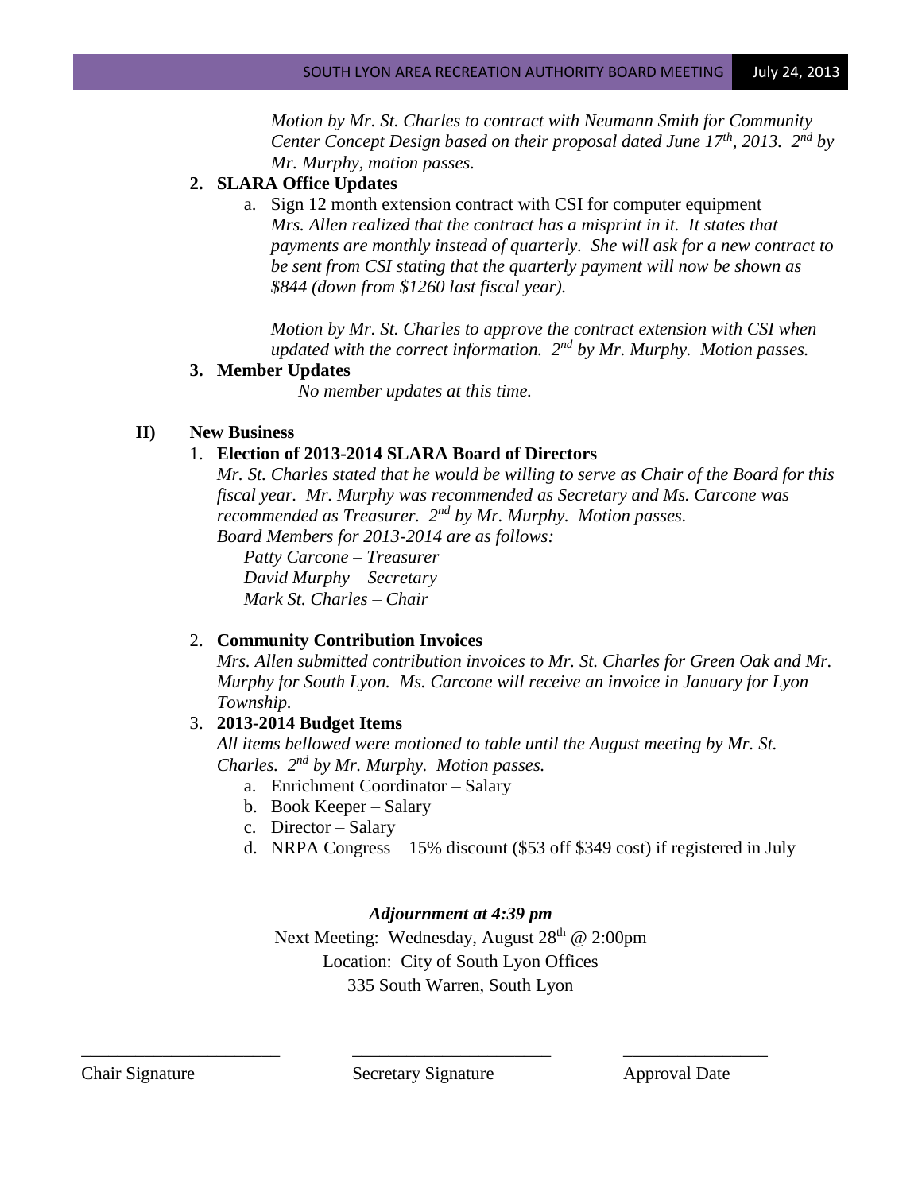*Motion by Mr. St. Charles to contract with Neumann Smith for Community Center Concept Design based on their proposal dated June 17th, 2013. 2nd by Mr. Murphy, motion passes.*

**2. SLARA Office Updates**

a. Sign 12 month extension contract with CSI for computer equipment
*Mrs. Allen realized that the contract has a misprint in it. It states that payments are monthly instead of quarterly. She will ask for a new contract to be sent from CSI stating that the quarterly payment will now be shown as $844 (down from $1260 last fiscal year).*

*Motion by Mr. St. Charles to approve the contract extension with CSI when updated with the correct information. 2nd by Mr. Murphy. Motion passes.*

**3. Member Updates**

*No member updates at this time.*

**II) New Business**

1. **Election of 2013-2014 SLARA Board of Directors**
*Mr. St. Charles stated that he would be willing to serve as Chair of the Board for this fiscal year. Mr. Murphy was recommended as Secretary and Ms. Carcone was recommended as Treasurer. 2nd by Mr. Murphy. Motion passes.*
*Board Members for 2013-2014 are as follows:*
*Patty Carcone – Treasurer*
*David Murphy – Secretary*
*Mark St. Charles – Chair*

2. **Community Contribution Invoices**
*Mrs. Allen submitted contribution invoices to Mr. St. Charles for Green Oak and Mr. Murphy for South Lyon. Ms. Carcone will receive an invoice in January for Lyon Township.*

3. **2013-2014 Budget Items**
*All items bellowed were motioned to table until the August meeting by Mr. St. Charles. 2nd by Mr. Murphy. Motion passes.*
   a. Enrichment Coordinator – Salary
   b. Book Keeper – Salary
   c. Director – Salary
   d. NRPA Congress – 15% discount ($53 off $349 cost) if registered in July

***Adjournment at 4:39 pm***

Next Meeting: Wednesday, August 28th @ 2:00pm
Location: City of South Lyon Offices
335 South Warren, South Lyon

______________________ ______________________ ________________
Chair Signature Secretary Signature Approval Date